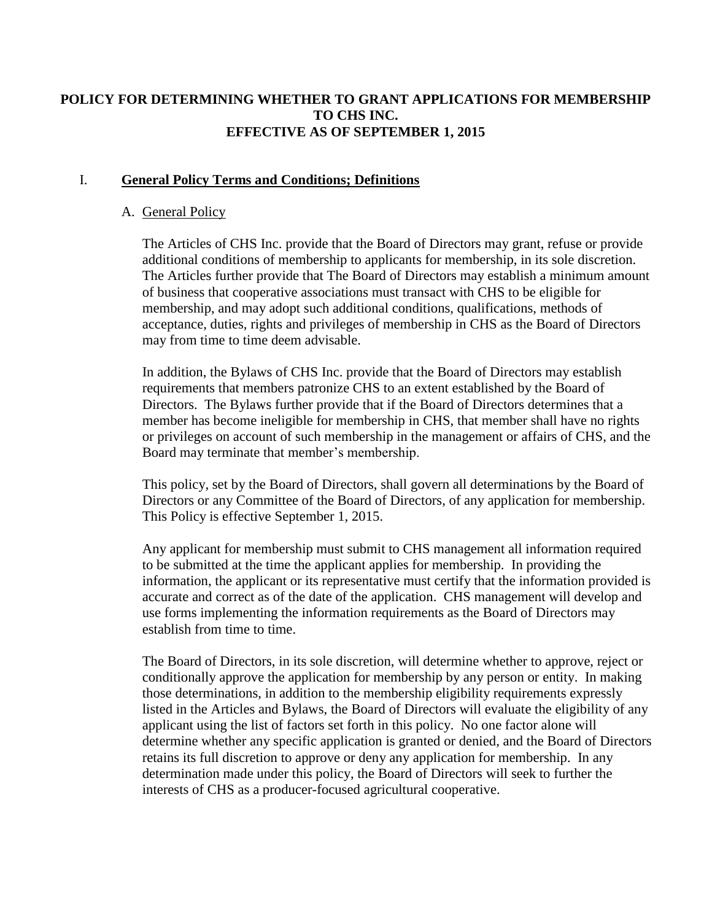# POLICY FOR DETERMINING WHETHER TO GRANT APPLICATIONS FOR MEMBERSHIP TO CHS INC.
# EFFECTIVE AS OF SEPTEMBER 1, 2015

## I. General Policy Terms and Conditions; Definitions

### A. General Policy

The Articles of CHS Inc. provide that the Board of Directors may grant, refuse or provide additional conditions of membership to applicants for membership, in its sole discretion. The Articles further provide that The Board of Directors may establish a minimum amount of business that cooperative associations must transact with CHS to be eligible for membership, and may adopt such additional conditions, qualifications, methods of acceptance, duties, rights and privileges of membership in CHS as the Board of Directors may from time to time deem advisable.

In addition, the Bylaws of CHS Inc. provide that the Board of Directors may establish requirements that members patronize CHS to an extent established by the Board of Directors. The Bylaws further provide that if the Board of Directors determines that a member has become ineligible for membership in CHS, that member shall have no rights or privileges on account of such membership in the management or affairs of CHS, and the Board may terminate that member's membership.

This policy, set by the Board of Directors, shall govern all determinations by the Board of Directors or any Committee of the Board of Directors, of any application for membership. This Policy is effective September 1, 2015.

Any applicant for membership must submit to CHS management all information required to be submitted at the time the applicant applies for membership. In providing the information, the applicant or its representative must certify that the information provided is accurate and correct as of the date of the application. CHS management will develop and use forms implementing the information requirements as the Board of Directors may establish from time to time.

The Board of Directors, in its sole discretion, will determine whether to approve, reject or conditionally approve the application for membership by any person or entity. In making those determinations, in addition to the membership eligibility requirements expressly listed in the Articles and Bylaws, the Board of Directors will evaluate the eligibility of any applicant using the list of factors set forth in this policy. No one factor alone will determine whether any specific application is granted or denied, and the Board of Directors retains its full discretion to approve or deny any application for membership. In any determination made under this policy, the Board of Directors will seek to further the interests of CHS as a producer-focused agricultural cooperative.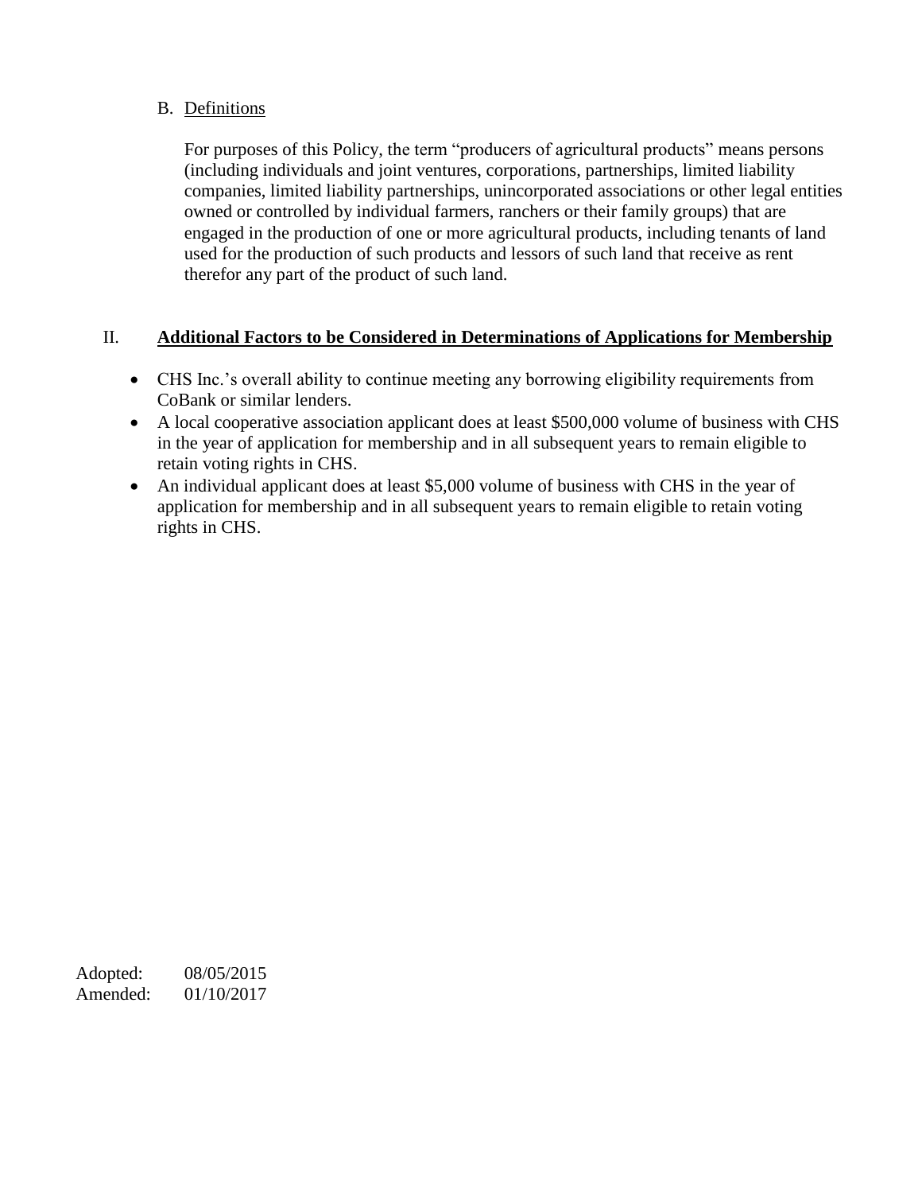### B. Definitions

For purposes of this Policy, the term “producers of agricultural products” means persons (including individuals and joint ventures, corporations, partnerships, limited liability companies, limited liability partnerships, unincorporated associations or other legal entities owned or controlled by individual farmers, ranchers or their family groups) that are engaged in the production of one or more agricultural products, including tenants of land used for the production of such products and lessors of such land that receive as rent therefor any part of the product of such land.

## II. **Additional Factors to be Considered in Determinations of Applications for Membership**

- CHS Inc.’s overall ability to continue meeting any borrowing eligibility requirements from CoBank or similar lenders.
- A local cooperative association applicant does at least $500,000 volume of business with CHS in the year of application for membership and in all subsequent years to remain eligible to retain voting rights in CHS.
- An individual applicant does at least $5,000 volume of business with CHS in the year of application for membership and in all subsequent years to remain eligible to retain voting rights in CHS.

Adopted: 08/05/2015
Amended: 01/10/2017